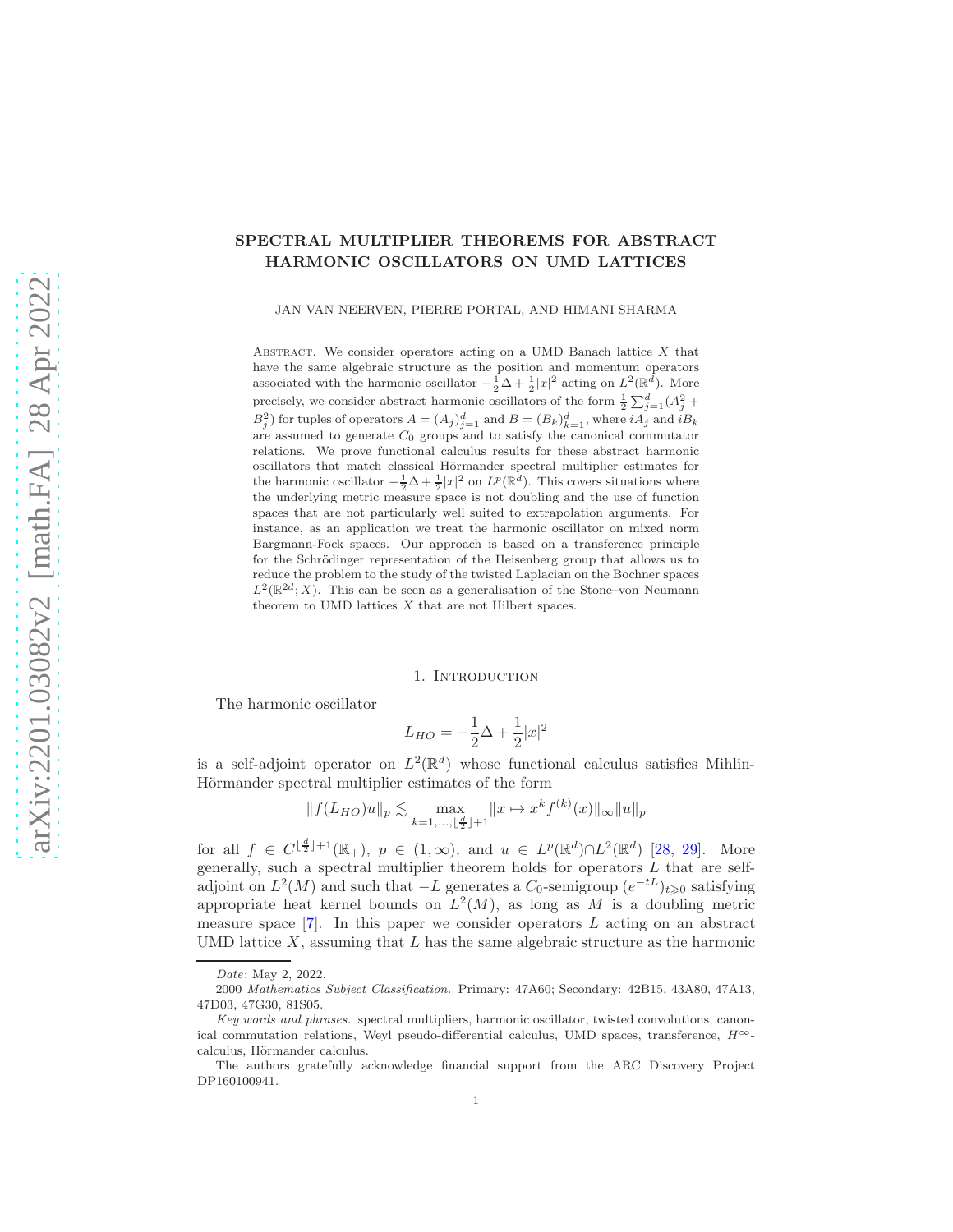# SPECTRAL MULTIPLIER THEOREMS FOR ABSTRACT HARMONIC OSCILLATORS ON UMD LATTICES

JAN VAN NEERVEN, PIERRE PORTAL, AND HIMANI SHARMA

Abstract. We consider operators acting on a UMD Banach lattice $X$ that have the same algebraic structure as the position and momentum operators associated with the harmonic oscillator $-\frac{1}{2}\Delta + \frac{1}{2}|x|^2$ acting on $L^2(\mathbb{R}^d)$. More precisely, we consider abstract harmonic oscillators of the form $\frac{1}{2}\sum_{j=1}^d (A_j^2 + B_j^2)$ for tuples of operators $A = (A_j)_{j=1}^d$ and $B = (B_k)_{k=1}^d$, where $iA_j$ and $iB_k$ are assumed to generate $C_0$ groups and to satisfy the canonical commutator relations. We prove functional calculus results for these abstract harmonic oscillators that match classical Hörmander spectral multiplier estimates for the harmonic oscillator $-\frac{1}{2}\Delta + \frac{1}{2}|x|^2$ on $L^p(\mathbb{R}^d)$. This covers situations where the underlying metric measure space is not doubling and the use of function spaces that are not particularly well suited to extrapolation arguments. For instance, as an application we treat the harmonic oscillator on mixed norm Bargmann-Fock spaces. Our approach is based on a transference principle for the Schrödinger representation of the Heisenberg group that allows us to reduce the problem to the study of the twisted Laplacian on the Bochner spaces $L^2(\mathbb{R}^{2d}; X)$. This can be seen as a generalisation of the Stone–von Neumann theorem to UMD lattices $X$ that are not Hilbert spaces.

## 1. Introduction

The harmonic oscillator

$$L_{HO} = -\frac{1}{2}\Delta + \frac{1}{2}|x|^2$$

is a self-adjoint operator on $L^2(\mathbb{R}^d)$ whose functional calculus satisfies Mihlin-Hörmander spectral multiplier estimates of the form

$$\|f(L_{HO})u\|_p \lesssim \max_{k=1,\dots,\lfloor \frac{d}{2} \rfloor+1} \|x \mapsto x^k f^{(k)}(x)\|_\infty \|u\|_p$$

for all $f \in C^{\lfloor \frac{d}{2} \rfloor+1}(\mathbb{R}_+)$, $p \in (1,\infty)$, and $u \in L^p(\mathbb{R}^d) \cap L^2(\mathbb{R}^d)$ [28, 29]. More generally, such a spectral multiplier theorem holds for operators $L$ that are self-adjoint on $L^2(M)$ and such that $-L$ generates a $C_0$-semigroup $(e^{-tL})_{t\geqslant 0}$ satisfying appropriate heat kernel bounds on $L^2(M)$, as long as $M$ is a doubling metric measure space [7]. In this paper we consider operators $L$ acting on an abstract UMD lattice $X$, assuming that $L$ has the same algebraic structure as the harmonic

*Date*: May 2, 2022.

2000 *Mathematics Subject Classification.* Primary: 47A60; Secondary: 42B15, 43A80, 47A13, 47D03, 47G30, 81S05.

*Key words and phrases.* spectral multipliers, harmonic oscillator, twisted convolutions, canonical commutation relations, Weyl pseudo-differential calculus, UMD spaces, transference, $H^\infty$-calculus, Hörmander calculus.

The authors gratefully acknowledge financial support from the ARC Discovery Project DP160100941.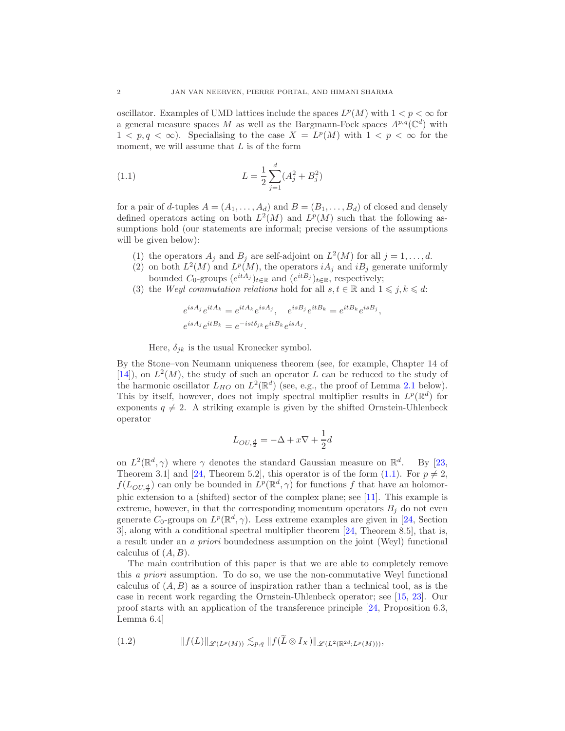oscillator. Examples of UMD lattices include the spaces $L^p(M)$ with $1 < p < \infty$ for a general measure spaces $M$ as well as the Bargmann-Fock spaces $A^{p,q}(\mathbb{C}^d)$ with $1 < p, q < \infty$). Specialising to the case $X = L^p(M)$ with $1 < p < \infty$ for the moment, we will assume that $L$ is of the form

$$L = \frac{1}{2}\sum_{j=1}^{d}(A_j^2 + B_j^2) \tag{1.1}$$

for a pair of $d$-tuples $A = (A_1, \dots, A_d)$ and $B = (B_1, \dots, B_d)$ of closed and densely defined operators acting on both $L^2(M)$ and $L^p(M)$ such that the following assumptions hold (our statements are informal; precise versions of the assumptions will be given below):

1. the operators $A_j$ and $B_j$ are self-adjoint on $L^2(M)$ for all $j = 1, \dots, d$.
2. on both $L^2(M)$ and $L^p(M)$, the operators $iA_j$ and $iB_j$ generate uniformly bounded $C_0$-groups $(e^{itA_j})_{t\in\mathbb{R}}$ and $(e^{itB_j})_{t\in\mathbb{R}}$, respectively;
3. the *Weyl commutation relations* hold for all $s, t \in \mathbb{R}$ and $1 \leqslant j, k \leqslant d$:

$$e^{isA_j}e^{itA_k} = e^{itA_k}e^{isA_j}, \quad e^{isB_j}e^{itB_k} = e^{itB_k}e^{isB_j},$$
$$e^{isA_j}e^{itB_k} = e^{-ist\delta_{jk}}e^{itB_k}e^{isA_j}.$$

   Here, $\delta_{jk}$ is the usual Kronecker symbol.

By the Stone–von Neumann uniqueness theorem (see, for example, Chapter 14 of [14]), on $L^2(M)$, the study of such an operator $L$ can be reduced to the study of the harmonic oscillator $L_{HO}$ on $L^2(\mathbb{R}^d)$ (see, e.g., the proof of Lemma 2.1 below). This by itself, however, does not imply spectral multiplier results in $L^p(\mathbb{R}^d)$ for exponents $q \neq 2$. A striking example is given by the shifted Ornstein-Uhlenbeck operator

$$L_{OU,\frac{d}{2}} = -\Delta + x\nabla + \frac{1}{2}d$$

on $L^2(\mathbb{R}^d, \gamma)$ where $\gamma$ denotes the standard Gaussian measure on $\mathbb{R}^d$. By [23, Theorem 3.1] and [24, Theorem 5.2], this operator is of the form (1.1). For $p \neq 2$, $f(L_{OU,\frac{d}{2}})$ can only be bounded in $L^p(\mathbb{R}^d, \gamma)$ for functions $f$ that have an holomorphic extension to a (shifted) sector of the complex plane; see [11]. This example is extreme, however, in that the corresponding momentum operators $B_j$ do not even generate $C_0$-groups on $L^p(\mathbb{R}^d, \gamma)$. Less extreme examples are given in [24, Section 3], along with a conditional spectral multiplier theorem [24, Theorem 8.5], that is, a result under an *a priori* boundedness assumption on the joint (Weyl) functional calculus of $(A, B)$.

The main contribution of this paper is that we are able to completely remove this *a priori* assumption. To do so, we use the non-commutative Weyl functional calculus of $(A, B)$ as a source of inspiration rather than a technical tool, as is the case in recent work regarding the Ornstein-Uhlenbeck operator; see [15, 23]. Our proof starts with an application of the transference principle [24, Proposition 6.3, Lemma 6.4]

$$\|f(L)\|_{\mathscr{L}(L^p(M))} \lesssim_{p,q} \|f(\widetilde{L} \otimes I_X)\|_{\mathscr{L}(L^2(\mathbb{R}^{2d};L^p(M)))}, \tag{1.2}$$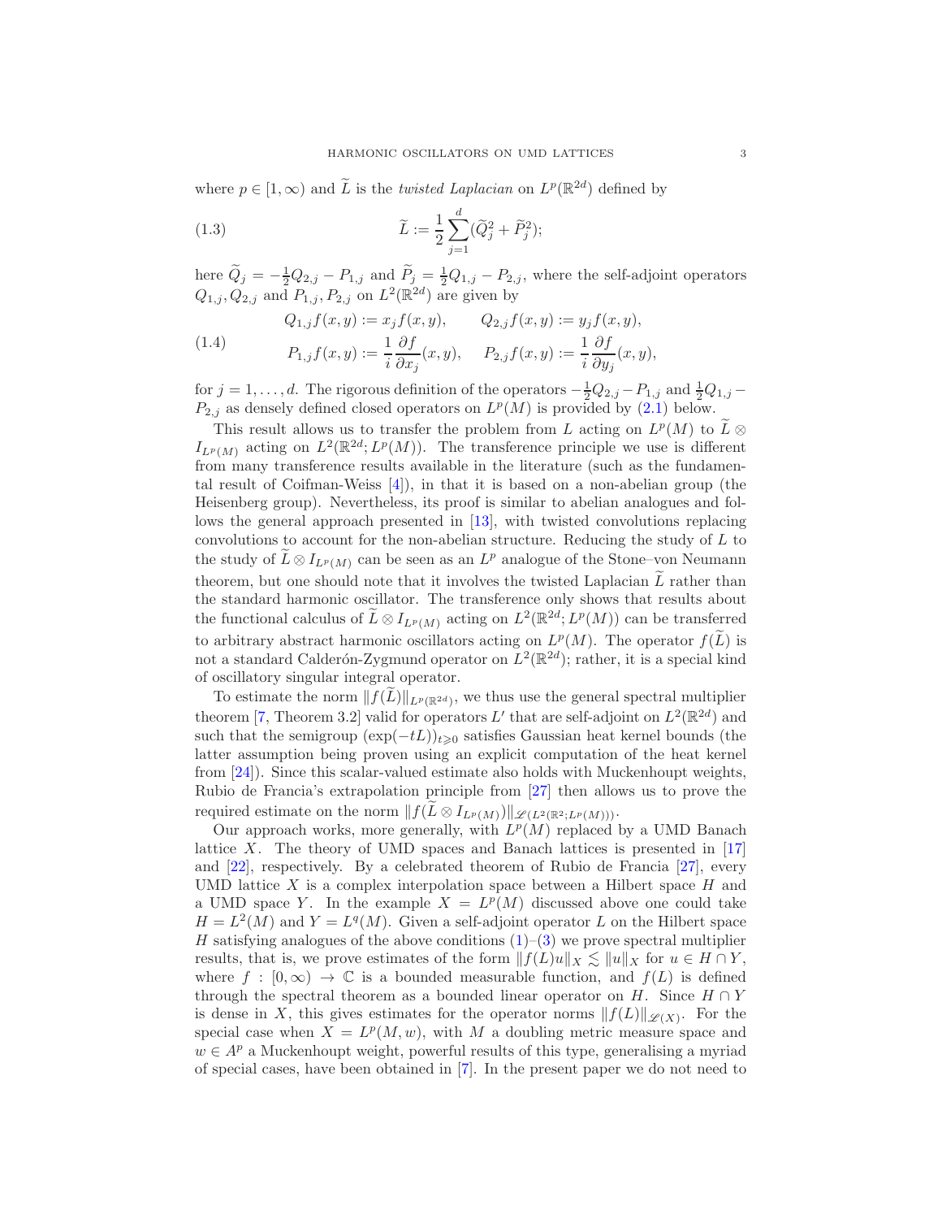where $p \in [1, \infty)$ and $\widetilde{L}$ is the *twisted Laplacian* on $L^p(\mathbb{R}^{2d})$ defined by

$$\widetilde{L} := \frac{1}{2} \sum_{j=1}^{d} (\widetilde{Q}_j^2 + \widetilde{P}_j^2); \tag{1.3}$$

here $\widetilde{Q}_j = -\frac{1}{2}Q_{2,j} - P_{1,j}$ and $\widetilde{P}_j = \frac{1}{2}Q_{1,j} - P_{2,j}$, where the self-adjoint operators $Q_{1,j}, Q_{2,j}$ and $P_{1,j}, P_{2,j}$ on $L^2(\mathbb{R}^{2d})$ are given by

$$\begin{aligned} Q_{1,j}f(x,y) &:= x_j f(x,y), \qquad Q_{2,j}f(x,y) := y_j f(x,y), \\ P_{1,j}f(x,y) &:= \frac{1}{i}\frac{\partial f}{\partial x_j}(x,y), \quad P_{2,j}f(x,y) := \frac{1}{i}\frac{\partial f}{\partial y_j}(x,y), \end{aligned} \tag{1.4}$$

for $j = 1, \ldots, d$. The rigorous definition of the operators $-\frac{1}{2}Q_{2,j} - P_{1,j}$ and $\frac{1}{2}Q_{1,j} - P_{2,j}$ as densely defined closed operators on $L^p(M)$ is provided by (2.1) below.

This result allows us to transfer the problem from $L$ acting on $L^p(M)$ to $\widetilde{L} \otimes I_{L^p(M)}$ acting on $L^2(\mathbb{R}^{2d}; L^p(M))$. The transference principle we use is different from many transference results available in the literature (such as the fundamental result of Coifman-Weiss [4]), in that it is based on a non-abelian group (the Heisenberg group). Nevertheless, its proof is similar to abelian analogues and follows the general approach presented in [13], with twisted convolutions replacing convolutions to account for the non-abelian structure. Reducing the study of $L$ to the study of $\widetilde{L} \otimes I_{L^p(M)}$ can be seen as an $L^p$ analogue of the Stone–von Neumann theorem, but one should note that it involves the twisted Laplacian $\widetilde{L}$ rather than the standard harmonic oscillator. The transference only shows that results about the functional calculus of $\widetilde{L} \otimes I_{L^p(M)}$ acting on $L^2(\mathbb{R}^{2d}; L^p(M))$ can be transferred to arbitrary abstract harmonic oscillators acting on $L^p(M)$. The operator $f(\widetilde{L})$ is not a standard Calderón-Zygmund operator on $L^2(\mathbb{R}^{2d})$; rather, it is a special kind of oscillatory singular integral operator.

To estimate the norm $\|f(\widetilde{L})\|_{L^p(\mathbb{R}^{2d})}$, we thus use the general spectral multiplier theorem [7, Theorem 3.2] valid for operators $L'$ that are self-adjoint on $L^2(\mathbb{R}^{2d})$ and such that the semigroup $(\exp(-tL))_{t \geqslant 0}$ satisfies Gaussian heat kernel bounds (the latter assumption being proven using an explicit computation of the heat kernel from [24]). Since this scalar-valued estimate also holds with Muckenhoupt weights, Rubio de Francia's extrapolation principle from [27] then allows us to prove the required estimate on the norm $\|f(\widetilde{L} \otimes I_{L^p(M)})\|_{\mathscr{L}(L^2(\mathbb{R}^2; L^p(M)))}$.

Our approach works, more generally, with $L^p(M)$ replaced by a UMD Banach lattice $X$. The theory of UMD spaces and Banach lattices is presented in [17] and [22], respectively. By a celebrated theorem of Rubio de Francia [27], every UMD lattice $X$ is a complex interpolation space between a Hilbert space $H$ and a UMD space $Y$. In the example $X = L^p(M)$ discussed above one could take $H = L^2(M)$ and $Y = L^q(M)$. Given a self-adjoint operator $L$ on the Hilbert space $H$ satisfying analogues of the above conditions (1)–(3) we prove spectral multiplier results, that is, we prove estimates of the form $\|f(L)u\|_X \lesssim \|u\|_X$ for $u \in H \cap Y$, where $f : [0, \infty) \to \mathbb{C}$ is a bounded measurable function, and $f(L)$ is defined through the spectral theorem as a bounded linear operator on $H$. Since $H \cap Y$ is dense in $X$, this gives estimates for the operator norms $\|f(L)\|_{\mathscr{L}(X)}$. For the special case when $X = L^p(M, w)$, with $M$ a doubling metric measure space and $w \in A^p$ a Muckenhoupt weight, powerful results of this type, generalising a myriad of special cases, have been obtained in [7]. In the present paper we do not need to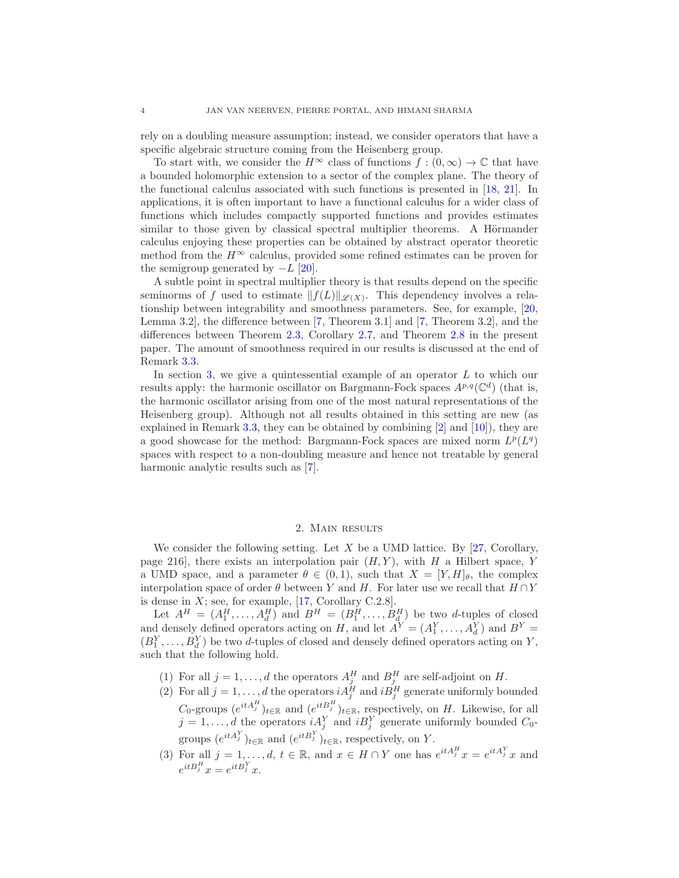rely on a doubling measure assumption; instead, we consider operators that have a specific algebraic structure coming from the Heisenberg group.

To start with, we consider the $H^\infty$ class of functions $f : (0,\infty) \to \mathbb{C}$ that have a bounded holomorphic extension to a sector of the complex plane. The theory of the functional calculus associated with such functions is presented in [18, 21]. In applications, it is often important to have a functional calculus for a wider class of functions which includes compactly supported functions and provides estimates similar to those given by classical spectral multiplier theorems. A Hörmander calculus enjoying these properties can be obtained by abstract operator theoretic method from the $H^\infty$ calculus, provided some refined estimates can be proven for the semigroup generated by $-L$ [20].

A subtle point in spectral multiplier theory is that results depend on the specific seminorms of $f$ used to estimate $\|f(L)\|_{\mathscr{L}(X)}$. This dependency involves a relationship between integrability and smoothness parameters. See, for example, [20, Lemma 3.2], the difference between [7, Theorem 3.1] and [7, Theorem 3.2], and the differences between Theorem 2.3, Corollary 2.7, and Theorem 2.8 in the present paper. The amount of smoothness required in our results is discussed at the end of Remark 3.3.

In section 3, we give a quintessential example of an operator $L$ to which our results apply: the harmonic oscillator on Bargmann-Fock spaces $A^{p,q}(\mathbb{C}^d)$ (that is, the harmonic oscillator arising from one of the most natural representations of the Heisenberg group). Although not all results obtained in this setting are new (as explained in Remark 3.3, they can be obtained by combining [2] and [10]), they are a good showcase for the method: Bargmann-Fock spaces are mixed norm $L^p(L^q)$ spaces with respect to a non-doubling measure and hence not treatable by general harmonic analytic results such as [7].

## 2. Main results

We consider the following setting. Let $X$ be a UMD lattice. By [27, Corollary, page 216], there exists an interpolation pair $(H, Y)$, with $H$ a Hilbert space, $Y$ a UMD space, and a parameter $\theta \in (0,1)$, such that $X = [Y,H]_\theta$, the complex interpolation space of order $\theta$ between $Y$ and $H$. For later use we recall that $H \cap Y$ is dense in $X$; see, for example, [17, Corollary C.2.8].

Let $A^H = (A_1^H, \dots, A_d^H)$ and $B^H = (B_1^H, \dots, B_d^H)$ be two $d$-tuples of closed and densely defined operators acting on $H$, and let $A^Y = (A_1^Y, \dots, A_d^Y)$ and $B^Y = (B_1^Y, \dots, B_d^Y)$ be two $d$-tuples of closed and densely defined operators acting on $Y$, such that the following hold.

1. For all $j = 1, \dots, d$ the operators $A_j^H$ and $B_j^H$ are self-adjoint on $H$.
2. For all $j = 1, \dots, d$ the operators $iA_j^H$ and $iB_j^H$ generate uniformly bounded $C_0$-groups $(e^{itA_j^H})_{t\in\mathbb{R}}$ and $(e^{itB_j^H})_{t\in\mathbb{R}}$, respectively, on $H$. Likewise, for all $j = 1, \dots, d$ the operators $iA_j^Y$ and $iB_j^Y$ generate uniformly bounded $C_0$-groups $(e^{itA_j^Y})_{t\in\mathbb{R}}$ and $(e^{itB_j^Y})_{t\in\mathbb{R}}$, respectively, on $Y$.
3. For all $j = 1, \dots, d$, $t \in \mathbb{R}$, and $x \in H \cap Y$ one has $e^{itA_j^H}x = e^{itA_j^Y}x$ and $e^{itB_j^H}x = e^{itB_j^Y}x$.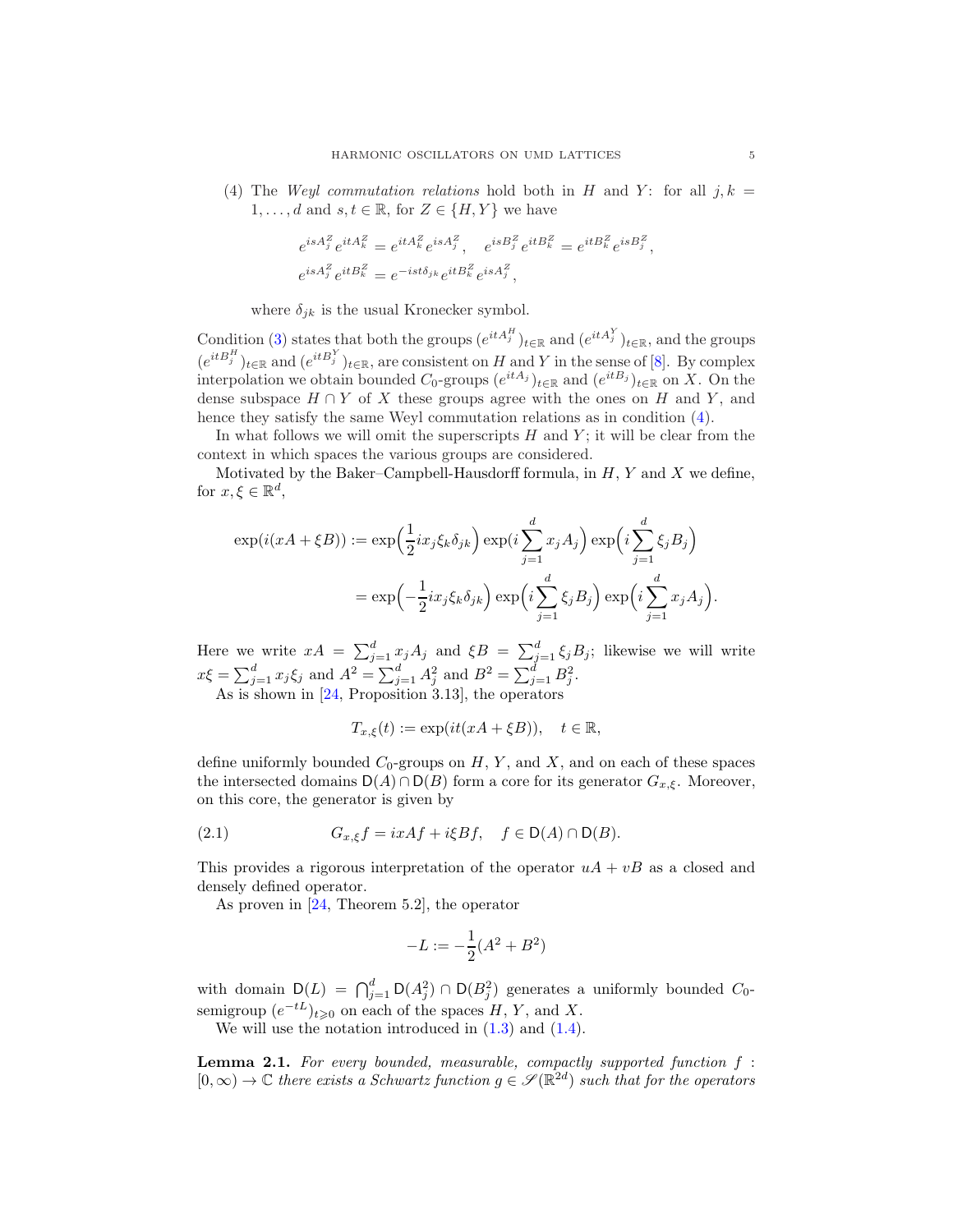(4) The *Weyl commutation relations* hold both in $H$ and $Y$: for all $j, k = 1, \dots, d$ and $s, t \in \mathbb{R}$, for $Z \in \{H, Y\}$ we have

$$
\begin{aligned}
&e^{isA_j^Z} e^{itA_k^Z} = e^{itA_k^Z} e^{isA_j^Z}, \quad e^{isB_j^Z} e^{itB_k^Z} = e^{itB_k^Z} e^{isB_j^Z},\\
&e^{isA_j^Z} e^{itB_k^Z} = e^{-ist\delta_{jk}} e^{itB_k^Z} e^{isA_j^Z},
\end{aligned}
$$

where $\delta_{jk}$ is the usual Kronecker symbol.

Condition (3) states that both the groups $(e^{itA_j^H})_{t\in\mathbb{R}}$ and $(e^{itA_j^Y})_{t\in\mathbb{R}}$, and the groups $(e^{itB_j^H})_{t\in\mathbb{R}}$ and $(e^{itB_j^Y})_{t\in\mathbb{R}}$, are consistent on $H$ and $Y$ in the sense of [8]. By complex interpolation we obtain bounded $C_0$-groups $(e^{itA_j})_{t\in\mathbb{R}}$ and $(e^{itB_j})_{t\in\mathbb{R}}$ on $X$. On the dense subspace $H \cap Y$ these groups agree with the ones on $H$ and $Y$, and hence they satisfy the same Weyl commutation relations as in condition (4).

In what follows we will omit the superscripts $H$ and $Y$; it will be clear from the context in which spaces the various groups are considered.

Motivated by the Baker–Campbell-Hausdorff formula, in $H$, $Y$ and $X$ we define, for $x, \xi \in \mathbb{R}^d$,

$$
\begin{aligned}
\exp(i(xA + \xi B)) &:= \exp\Big(\frac{1}{2} i x_j \xi_k \delta_{jk}\Big) \exp\Big(i \sum_{j=1}^d x_j A_j\Big) \exp\Big(i \sum_{j=1}^d \xi_j B_j\Big)\\
&= \exp\Big(-\frac{1}{2} i x_j \xi_k \delta_{jk}\Big) \exp\Big(i \sum_{j=1}^d \xi_j B_j\Big) \exp\Big(i \sum_{j=1}^d x_j A_j\Big).
\end{aligned}
$$

Here we write $xA = \sum_{j=1}^d x_j A_j$ and $\xi B = \sum_{j=1}^d \xi_j B_j$; likewise we will write $x\xi = \sum_{j=1}^d x_j \xi_j$ and $A^2 = \sum_{j=1}^d A_j^2$ and $B^2 = \sum_{j=1}^d B_j^2$.

As is shown in [24, Proposition 3.13], the operators

$$
T_{x,\xi}(t) := \exp(it(xA + \xi B)), \quad t \in \mathbb{R},
$$

define uniformly bounded $C_0$-groups on $H$, $Y$, and $X$, and on each of these spaces the intersected domains $\mathsf{D}(A) \cap \mathsf{D}(B)$ form a core for its generator $G_{x,\xi}$. Moreover, on this core, the generator is given by

$$
G_{x,\xi} f = ixAf + i\xi Bf, \quad f \in \mathsf{D}(A) \cap \mathsf{D}(B). \tag{2.1}
$$

This provides a rigorous interpretation of the operator $uA + vB$ as a closed and densely defined operator.

As proven in [24, Theorem 5.2], the operator

$$
-L := -\frac{1}{2}(A^2 + B^2)
$$

with domain $\mathsf{D}(L) = \bigcap_{j=1}^d \mathsf{D}(A_j^2) \cap \mathsf{D}(B_j^2)$ generates a uniformly bounded $C_0$-semigroup $(e^{-tL})_{t\geqslant 0}$ on each of the spaces $H$, $Y$, and $X$.

We will use the notation introduced in (1.3) and (1.4).

**Lemma 2.1.** *For every bounded, measurable, compactly supported function $f : [0, \infty) \to \mathbb{C}$ there exists a Schwartz function $g \in \mathscr{S}(\mathbb{R}^{2d})$ such that for the operators*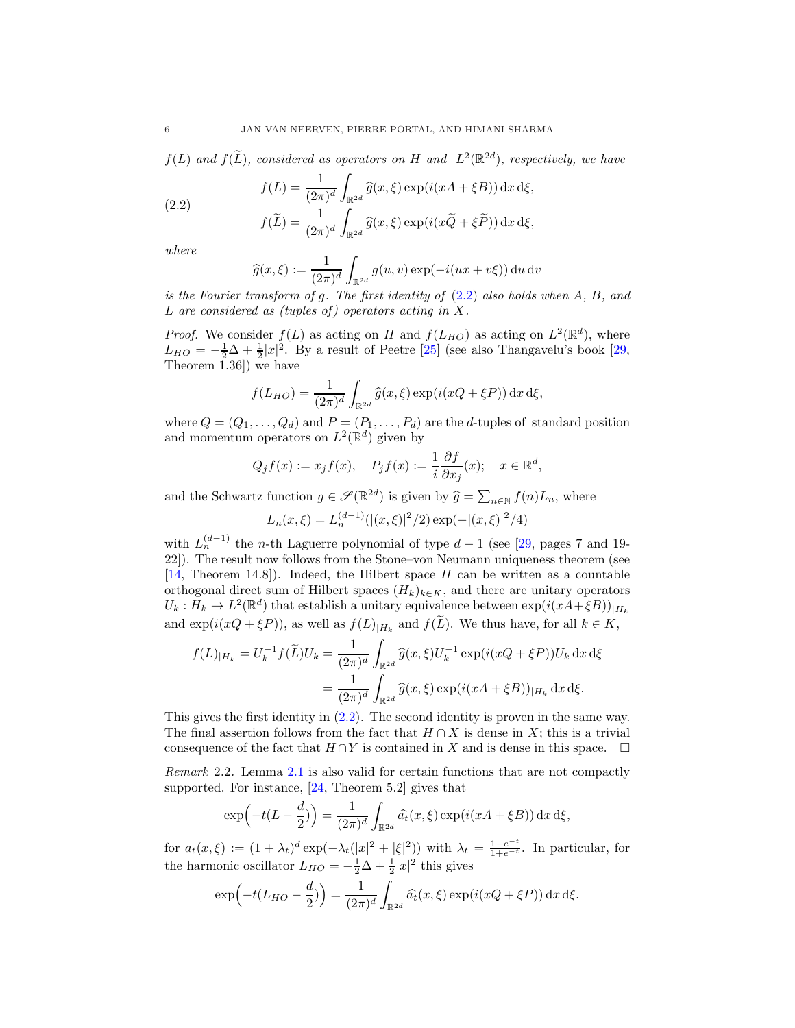*$f(L)$ and $f(\widetilde{L})$, considered as operators on $H$ and $L^2(\mathbb{R}^{2d})$, respectively, we have*

$$
\begin{aligned}
f(L) &= \frac{1}{(2\pi)^d}\int_{\mathbb{R}^{2d}} \widehat{g}(x,\xi)\exp(i(xA+\xi B))\,\mathrm{d}x\,\mathrm{d}\xi,\\
f(\widetilde{L}) &= \frac{1}{(2\pi)^d}\int_{\mathbb{R}^{2d}} \widehat{g}(x,\xi)\exp(i(x\widetilde{Q}+\xi \widetilde{P}))\,\mathrm{d}x\,\mathrm{d}\xi,
\end{aligned}
\tag{2.2}
$$

*where*

$$
\widehat{g}(x,\xi) := \frac{1}{(2\pi)^d}\int_{\mathbb{R}^{2d}} g(u,v)\exp(-i(ux+v\xi))\,\mathrm{d}u\,\mathrm{d}v
$$

*is the Fourier transform of $g$. The first identity of (2.2) also holds when $A$, $B$, and $L$ are considered as (tuples of) operators acting in $X$.*

*Proof.* We consider $f(L)$ as acting on $H$ and $f(L_{HO})$ as acting on $L^2(\mathbb{R}^d)$, where $L_{HO} = -\frac{1}{2}\Delta + \frac{1}{2}|x|^2$. By a result of Peetre [25] (see also Thangavelu's book [29, Theorem 1.36]) we have

$$
f(L_{HO}) = \frac{1}{(2\pi)^d}\int_{\mathbb{R}^{2d}} \widehat{g}(x,\xi)\exp(i(xQ+\xi P))\,\mathrm{d}x\,\mathrm{d}\xi,
$$

where $Q = (Q_1,\dots,Q_d)$ and $P = (P_1,\dots,P_d)$ are the $d$-tuples of standard position and momentum operators on $L^2(\mathbb{R}^d)$ given by

$$
Q_j f(x) := x_j f(x), \quad P_j f(x) := \frac{1}{i}\frac{\partial f}{\partial x_j}(x); \quad x\in\mathbb{R}^d,
$$

and the Schwartz function $g \in \mathscr{S}(\mathbb{R}^{2d})$ is given by $\widehat{g} = \sum_{n\in\mathbb{N}} f(n)L_n$, where

$$
L_n(x,\xi) = L_n^{(d-1)}(|(x,\xi)|^2/2)\exp(-|(x,\xi)|^2/4)
$$

with $L_n^{(d-1)}$ the $n$-th Laguerre polynomial of type $d-1$ (see [29, pages 7 and 19-22]). The result now follows from the Stone–von Neumann uniqueness theorem (see [14, Theorem 14.8]). Indeed, the Hilbert space $H$ can be written as a countable orthogonal direct sum of Hilbert spaces $(H_k)_{k\in K}$, and there are unitary operators $U_k : H_k \to L^2(\mathbb{R}^d)$ that establish a unitary equivalence between $\exp(i(xA+\xi B))_{|H_k}$ and $\exp(i(xQ+\xi P))$, as well as $f(L)_{|H_k}$ and $f(\widetilde{L})$. We thus have, for all $k\in K$,

$$
\begin{aligned}
f(L)_{|H_k} = U_k^{-1} f(\widetilde{L}) U_k &= \frac{1}{(2\pi)^d}\int_{\mathbb{R}^{2d}} \widehat{g}(x,\xi) U_k^{-1}\exp(i(xQ+\xi P))U_k\,\mathrm{d}x\,\mathrm{d}\xi\\
&= \frac{1}{(2\pi)^d}\int_{\mathbb{R}^{2d}} \widehat{g}(x,\xi)\exp(i(xA+\xi B))_{|H_k}\,\mathrm{d}x\,\mathrm{d}\xi.
\end{aligned}
$$

This gives the first identity in (2.2). The second identity is proven in the same way. The final assertion follows from the fact that $H\cap X$ is dense in $X$; this is a trivial consequence of the fact that $H\cap Y$ is contained in $X$ and is dense in this space. □

*Remark* 2.2. Lemma 2.1 is also valid for certain functions that are not compactly supported. For instance, [24, Theorem 5.2] gives that

$$
\exp\Big(-t(L-\frac{d}{2})\Big) = \frac{1}{(2\pi)^d}\int_{\mathbb{R}^{2d}} \widehat{a_t}(x,\xi)\exp(i(xA+\xi B))\,\mathrm{d}x\,\mathrm{d}\xi,
$$

for $a_t(x,\xi) := (1+\lambda_t)^d\exp(-\lambda_t(|x|^2+|\xi|^2))$ with $\lambda_t = \frac{1-e^{-t}}{1+e^{-t}}$. In particular, for the harmonic oscillator $L_{HO} = -\frac{1}{2}\Delta + \frac{1}{2}|x|^2$ this gives

$$
\exp\Big(-t(L_{HO}-\frac{d}{2})\Big) = \frac{1}{(2\pi)^d}\int_{\mathbb{R}^{2d}} \widehat{a_t}(x,\xi)\exp(i(xQ+\xi P))\,\mathrm{d}x\,\mathrm{d}\xi.
$$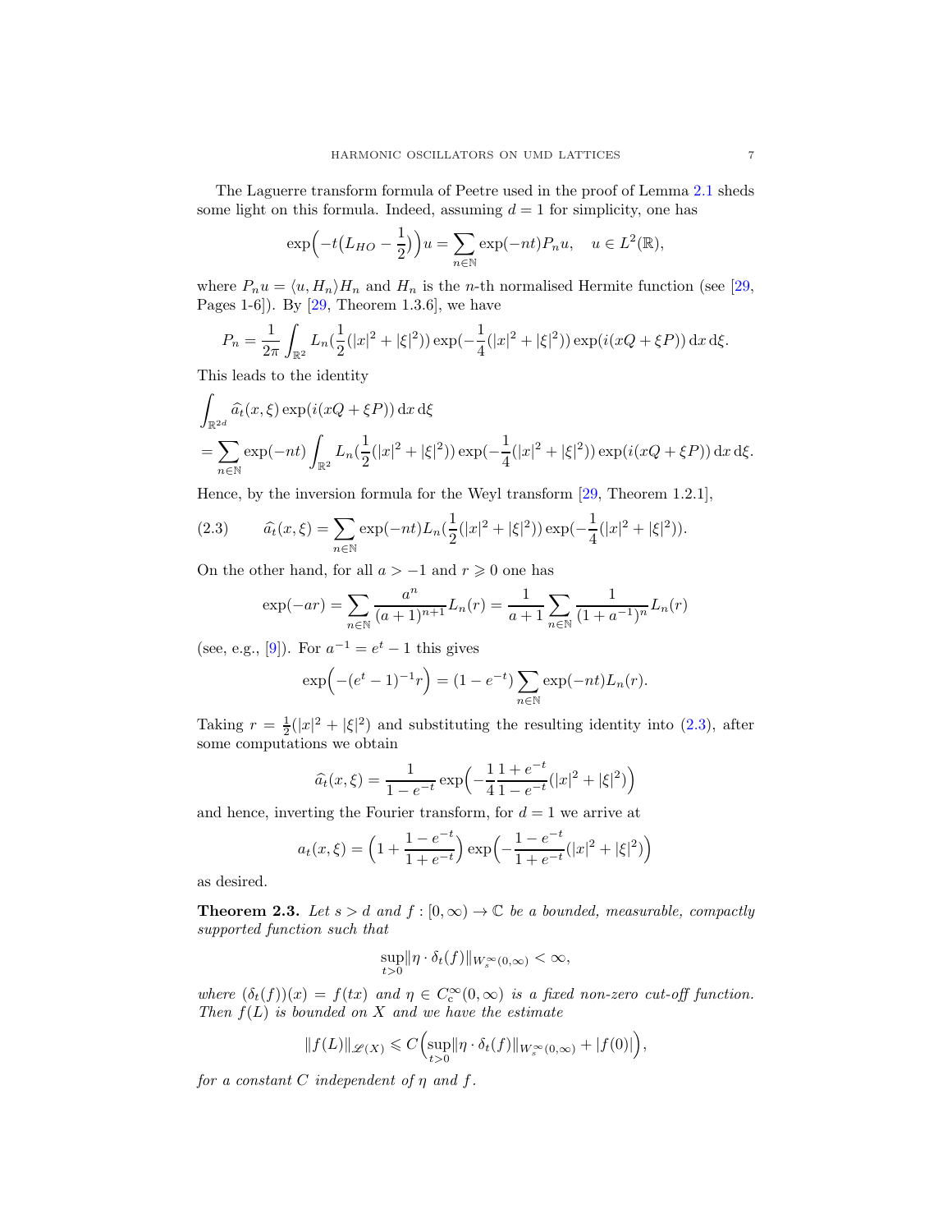The Laguerre transform formula of Peetre used in the proof of Lemma 2.1 sheds some light on this formula. Indeed, assuming $d = 1$ for simplicity, one has

$$\exp\Big(-t\big(L_{HO} - \frac{1}{2}\big)\Big)u = \sum_{n\in\mathbb{N}} \exp(-nt)P_n u, \quad u \in L^2(\mathbb{R}),$$

where $P_n u = \langle u, H_n\rangle H_n$ and $H_n$ is the $n$-th normalised Hermite function (see [29, Pages 1-6]). By [29, Theorem 1.3.6], we have

$$P_n = \frac{1}{2\pi}\int_{\mathbb{R}^2} L_n\big(\frac{1}{2}(|x|^2+|\xi|^2)\big)\exp\big(-\frac{1}{4}(|x|^2+|\xi|^2)\big)\exp(i(xQ+\xi P))\,\mathrm{d}x\,\mathrm{d}\xi.$$

This leads to the identity

$$\begin{aligned}
&\int_{\mathbb{R}^{2d}} \widehat{a}_t(x,\xi)\exp(i(xQ+\xi P))\,\mathrm{d}x\,\mathrm{d}\xi \\
&= \sum_{n\in\mathbb{N}} \exp(-nt)\int_{\mathbb{R}^2} L_n\big(\frac{1}{2}(|x|^2+|\xi|^2)\big)\exp\big(-\frac{1}{4}(|x|^2+|\xi|^2)\big)\exp(i(xQ+\xi P))\,\mathrm{d}x\,\mathrm{d}\xi.
\end{aligned}$$

Hence, by the inversion formula for the Weyl transform [29, Theorem 1.2.1],

$$\widehat{a}_t(x,\xi) = \sum_{n\in\mathbb{N}} \exp(-nt)L_n\big(\frac{1}{2}(|x|^2+|\xi|^2)\big)\exp\big(-\frac{1}{4}(|x|^2+|\xi|^2)\big). \tag{2.3}$$

On the other hand, for all $a > -1$ and $r \geqslant 0$ one has

$$\exp(-ar) = \sum_{n\in\mathbb{N}} \frac{a^n}{(a+1)^{n+1}}L_n(r) = \frac{1}{a+1}\sum_{n\in\mathbb{N}} \frac{1}{(1+a^{-1})^n}L_n(r)$$

(see, e.g., [9]). For $a^{-1} = e^t - 1$ this gives

$$\exp\Big(-(e^t-1)^{-1}r\Big) = (1-e^{-t})\sum_{n\in\mathbb{N}} \exp(-nt)L_n(r).$$

Taking $r = \frac{1}{2}(|x|^2+|\xi|^2)$ and substituting the resulting identity into (2.3), after some computations we obtain

$$\widehat{a}_t(x,\xi) = \frac{1}{1-e^{-t}}\exp\Big(-\frac{1}{4}\frac{1+e^{-t}}{1-e^{-t}}(|x|^2+|\xi|^2)\Big)$$

and hence, inverting the Fourier transform, for $d = 1$ we arrive at

$$a_t(x,\xi) = \Big(1+\frac{1-e^{-t}}{1+e^{-t}}\Big)\exp\Big(-\frac{1-e^{-t}}{1+e^{-t}}(|x|^2+|\xi|^2)\Big)$$

as desired.

**Theorem 2.3.** *Let $s > d$ and $f : [0,\infty) \to \mathbb{C}$ be a bounded, measurable, compactly supported function such that*

$$\sup_{t>0}\|\eta\cdot\delta_t(f)\|_{W^\infty_s(0,\infty)} < \infty,$$

*where $(\delta_t(f))(x) = f(tx)$ and $\eta \in C_c^\infty(0,\infty)$ is a fixed non-zero cut-off function. Then $f(L)$ is bounded on $X$ and we have the estimate*

$$\|f(L)\|_{\mathscr{L}(X)} \leqslant C\Big(\sup_{t>0}\|\eta\cdot\delta_t(f)\|_{W^\infty_s(0,\infty)} + |f(0)|\Big),$$

*for a constant $C$ independent of $\eta$ and $f$.*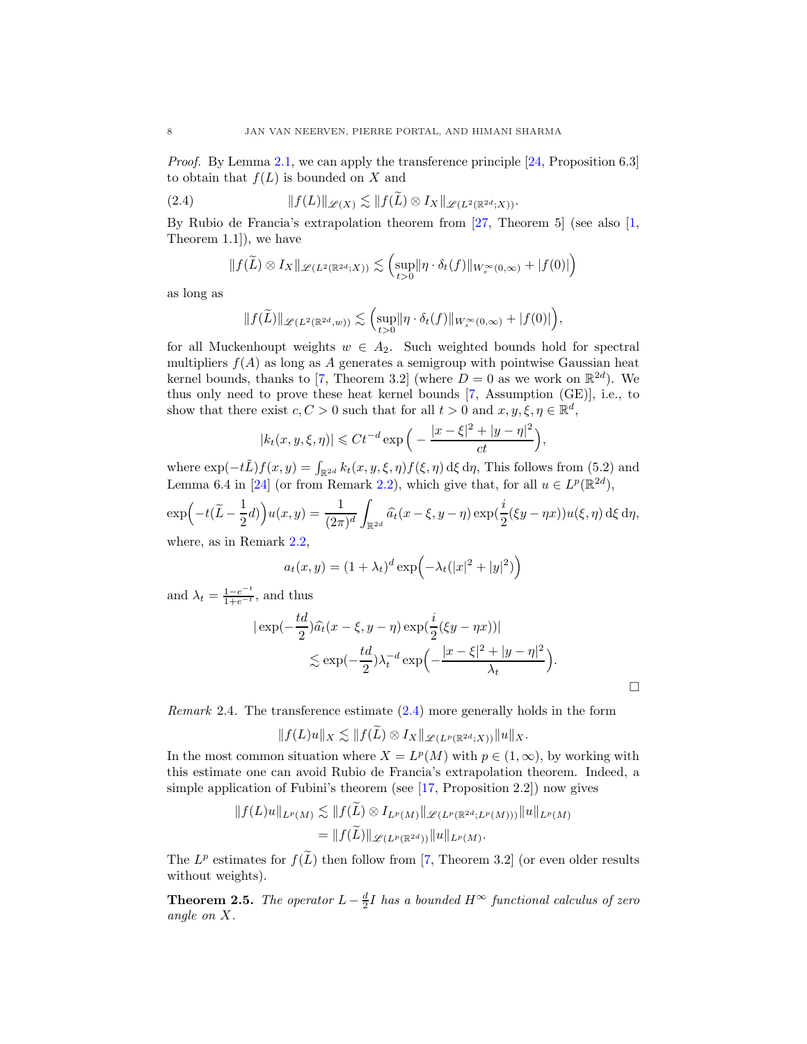*Proof.* By Lemma 2.1, we can apply the transference principle [24, Proposition 6.3] to obtain that $f(L)$ is bounded on $X$ and

$$\|f(L)\|_{\mathscr{L}(X)} \lesssim \|f(\widetilde{L}) \otimes I_X\|_{\mathscr{L}(L^2(\mathbb{R}^{2d};X))}. \tag{2.4}$$

By Rubio de Francia's extrapolation theorem from [27, Theorem 5] (see also [1, Theorem 1.1]), we have

$$\|f(\widetilde{L}) \otimes I_X\|_{\mathscr{L}(L^2(\mathbb{R}^{2d};X))} \lesssim \Big(\sup_{t>0} \|\eta \cdot \delta_t(f)\|_{W^\infty_s(0,\infty)} + |f(0)|\Big)$$

as long as

$$\|f(\widetilde{L})\|_{\mathscr{L}(L^2(\mathbb{R}^{2d},w))} \lesssim \Big(\sup_{t>0} \|\eta \cdot \delta_t(f)\|_{W^\infty_s(0,\infty)} + |f(0)|\Big),$$

for all Muckenhoupt weights $w \in A_2$. Such weighted bounds hold for spectral multipliers $f(A)$ as long as $A$ generates a semigroup with pointwise Gaussian heat kernel bounds, thanks to [7, Theorem 3.2] (where $D = 0$ as we work on $\mathbb{R}^{2d}$). We thus only need to prove these heat kernel bounds [7, Assumption (GE)], i.e., to show that there exist $c, C > 0$ such that for all $t > 0$ and $x, y, \xi, \eta \in \mathbb{R}^d$,

$$|k_t(x, y, \xi, \eta)| \leqslant Ct^{-d} \exp\Big( - \frac{|x-\xi|^2 + |y-\eta|^2}{ct}\Big),$$

where $\exp(-t\tilde{L})f(x,y) = \int_{\mathbb{R}^{2d}} k_t(x,y,\xi,\eta) f(\xi,\eta)\,\mathrm{d}\xi\,\mathrm{d}\eta$, This follows from (5.2) and Lemma 6.4 in [24] (or from Remark 2.2), which give that, for all $u \in L^p(\mathbb{R}^{2d})$,

$$\exp\Big(-t(\widetilde{L} - \frac{1}{2}d)\Big)u(x,y) = \frac{1}{(2\pi)^d} \int_{\mathbb{R}^{2d}} \widehat{a}_t(x-\xi, y-\eta) \exp(\frac{i}{2}(\xi y - \eta x)) u(\xi,\eta)\,\mathrm{d}\xi\,\mathrm{d}\eta,$$

where, as in Remark 2.2,

$$a_t(x,y) = (1+\lambda_t)^d \exp\Big(-\lambda_t(|x|^2 + |y|^2)\Big)$$

and $\lambda_t = \frac{1-e^{-t}}{1+e^{-t}}$, and thus

$$\begin{aligned}
|\exp(-\frac{td}{2})\widehat{a}_t(x-\xi, y-\eta)\exp(\frac{i}{2}(\xi y - \eta x))| \\
\lesssim \exp(-\frac{td}{2})\lambda_t^{-d} \exp\Big(-\frac{|x-\xi|^2 + |y-\eta|^2}{\lambda_t}\Big).
\end{aligned}$$

□

*Remark* 2.4. The transference estimate (2.4) more generally holds in the form

$$\|f(L)u\|_X \lesssim \|f(\widetilde{L}) \otimes I_X\|_{\mathscr{L}(L^p(\mathbb{R}^{2d};X))} \|u\|_X.$$

In the most common situation where $X = L^p(M)$ with $p \in (1,\infty)$, by working with this estimate one can avoid Rubio de Francia's extrapolation theorem. Indeed, a simple application of Fubini's theorem (see [17, Proposition 2.2]) now gives

$$\begin{aligned}
\|f(L)u\|_{L^p(M)} &\lesssim \|f(\widetilde{L}) \otimes I_{L^p(M)}\|_{\mathscr{L}(L^p(\mathbb{R}^{2d};L^p(M)))} \|u\|_{L^p(M)} \\
&= \|f(\widetilde{L})\|_{\mathscr{L}(L^p(\mathbb{R}^{2d}))} \|u\|_{L^p(M)}.
\end{aligned}$$

The $L^p$ estimates for $f(\widetilde{L})$ then follow from [7, Theorem 3.2] (or even older results without weights).

**Theorem 2.5.** *The operator $L - \frac{d}{2}I$ has a bounded $H^\infty$ functional calculus of zero angle on $X$.*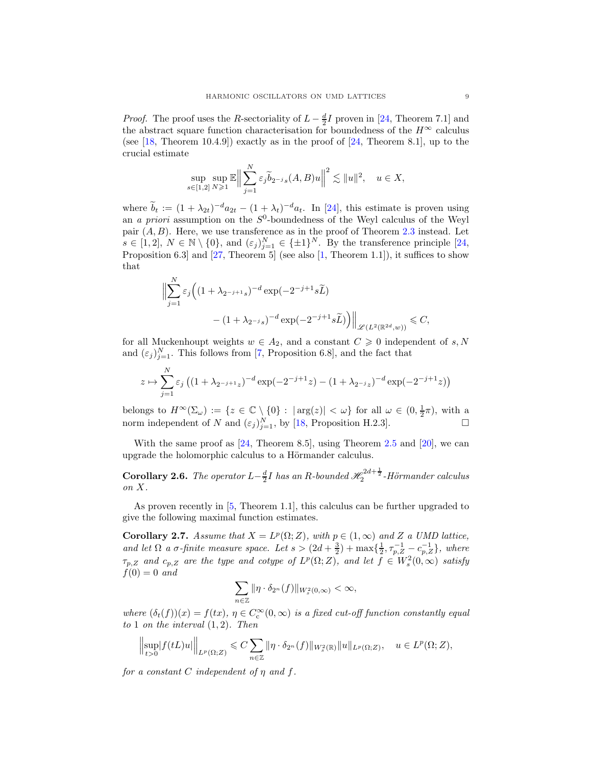*Proof.* The proof uses the $R$-sectoriality of $L - \frac{d}{2}I$ proven in [24, Theorem 7.1] and the abstract square function characterisation for boundedness of the $H^\infty$ calculus (see [18, Theorem 10.4.9]) exactly as in the proof of [24, Theorem 8.1], up to the crucial estimate

$$\sup_{s\in[1,2]} \sup_{N\geqslant 1} \mathbb{E}\Big\| \sum_{j=1}^{N} \varepsilon_j \widetilde{b}_{2^{-j}s}(A,B)u\Big\|^2 \lesssim \|u\|^2, \quad u \in X,$$

where $\widetilde{b}_t := (1+\lambda_{2t})^{-d} a_{2t} - (1+\lambda_t)^{-d} a_t$. In [24], this estimate is proven using an *a priori* assumption on the $S^0$-boundedness of the Weyl calculus of the Weyl pair $(A, B)$. Here, we use transference as in the proof of Theorem 2.3 instead. Let $s \in [1, 2]$, $N \in \mathbb{N} \setminus \{0\}$, and $(\varepsilon_j)_{j=1}^N \in \{\pm 1\}^N$. By the transference principle [24, Proposition 6.3] and [27, Theorem 5] (see also [1, Theorem 1.1]), it suffices to show that

$$\Big\|\sum_{j=1}^{N} \varepsilon_j \Big( (1+\lambda_{2^{-j+1}s})^{-d} \exp(-2^{-j+1}s\widetilde{L}) \\ - (1+\lambda_{2^{-j}s})^{-d} \exp(-2^{-j+1}s\widetilde{L})\Big)\Big\|_{\mathscr{L}(L^2(\mathbb{R}^{2d},w))} \leqslant C,$$

for all Muckenhoupt weights $w \in A_2$, and a constant $C \geqslant 0$ independent of $s, N$ and $(\varepsilon_j)_{j=1}^N$. This follows from [7, Proposition 6.8], and the fact that

$$z \mapsto \sum_{j=1}^{N} \varepsilon_j \left( (1+\lambda_{2^{-j+1}z})^{-d} \exp(-2^{-j+1}z) - (1+\lambda_{2^{-j}z})^{-d} \exp(-2^{-j+1}z) \right)$$

belongs to $H^\infty(\Sigma_\omega) := \{z \in \mathbb{C} \setminus \{0\} : |\arg(z)| < \omega\}$ for all $\omega \in (0, \frac{1}{2}\pi)$, with a norm independent of $N$ and $(\varepsilon_j)_{j=1}^N$, by [18, Proposition H.2.3]. $\square$

With the same proof as [24, Theorem 8.5], using Theorem 2.5 and [20], we can upgrade the holomorphic calculus to a Hörmander calculus.

**Corollary 2.6.** *The operator $L - \frac{d}{2}I$ has an $R$-bounded $\mathscr{H}_2^{2d+\frac{1}{2}}$-Hörmander calculus on $X$.*

As proven recently in [5, Theorem 1.1], this calculus can be further upgraded to give the following maximal function estimates.

**Corollary 2.7.** *Assume that $X = L^p(\Omega; Z)$, with $p \in (1, \infty)$ and $Z$ a UMD lattice, and let $\Omega$ a $\sigma$-finite measure space. Let $s > (2d + \frac{3}{2}) + \max\{\frac{1}{2}, \tau_{p,Z}^{-1} - c_{p,Z}^{-1}\}$, where $\tau_{p,Z}$ and $c_{p,Z}$ are the type and cotype of $L^p(\Omega; Z)$, and let $f \in W_s^2(0, \infty)$ satisfy $f(0) = 0$ and*

$$\sum_{n\in\mathbb{Z}} \|\eta \cdot \delta_{2^n}(f)\|_{W_s^2(0,\infty)} < \infty,$$

*where $(\delta_t(f))(x) = f(tx)$, $\eta \in C_c^\infty(0, \infty)$ is a fixed cut-off function constantly equal to $1$ on the interval $(1, 2)$. Then*

$$\Big\|\sup_{t>0} |f(tL)u|\Big\|_{L^p(\Omega;Z)} \leqslant C \sum_{n\in\mathbb{Z}} \|\eta \cdot \delta_{2^n}(f)\|_{W_s^2(\mathbb{R})} \|u\|_{L^p(\Omega;Z)}, \quad u \in L^p(\Omega; Z),$$

*for a constant $C$ independent of $\eta$ and $f$.*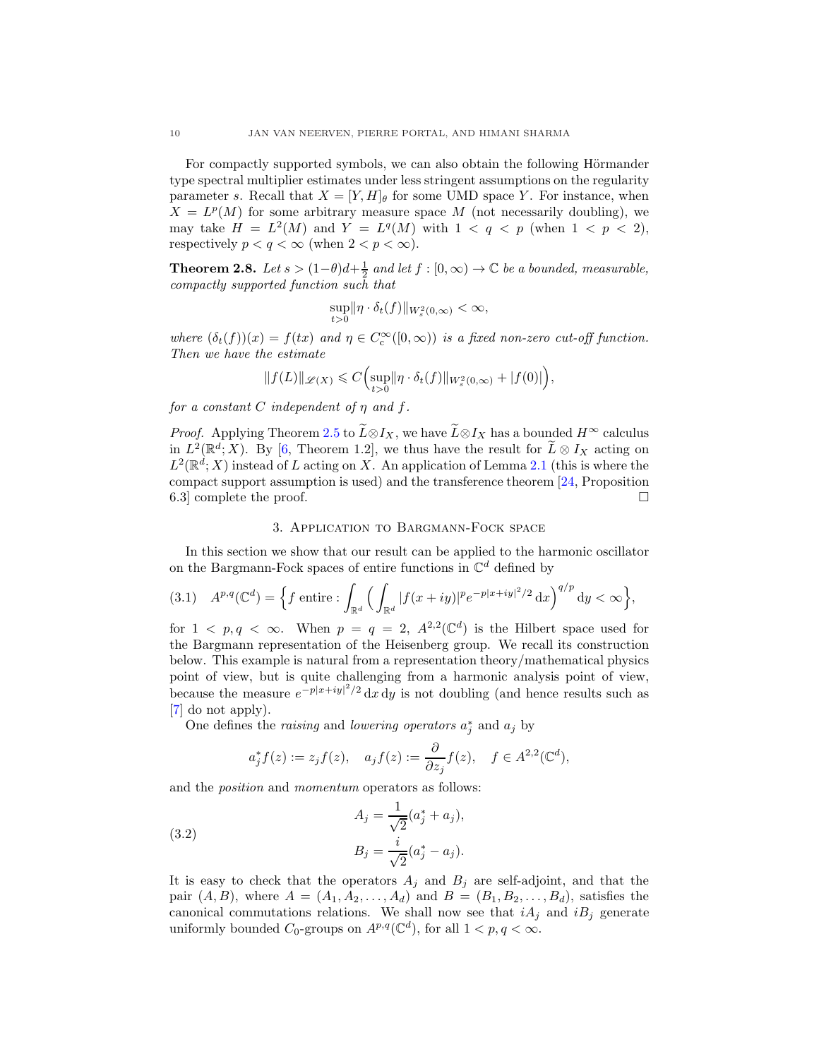For compactly supported symbols, we can also obtain the following Hörmander type spectral multiplier estimates under less stringent assumptions on the regularity parameter $s$. Recall that $X = [Y, H]_\theta$ for some UMD space $Y$. For instance, when $X = L^p(M)$ for some arbitrary measure space $M$ (not necessarily doubling), we may take $H = L^2(M)$ and $Y = L^q(M)$ with $1 < q < p$ (when $1 < p < 2$), respectively $p < q < \infty$ (when $2 < p < \infty$).

**Theorem 2.8.** *Let $s > (1-\theta)d + \frac{1}{2}$ and let $f : [0,\infty) \to \mathbb{C}$ be a bounded, measurable, compactly supported function such that*

$$\sup_{t>0} \|\eta \cdot \delta_t(f)\|_{W^2_s(0,\infty)} < \infty,$$

*where $(\delta_t(f))(x) = f(tx)$ and $\eta \in C_c^\infty([0,\infty))$ is a fixed non-zero cut-off function. Then we have the estimate*

$$\|f(L)\|_{\mathscr{L}(X)} \leqslant C\Big(\sup_{t>0} \|\eta \cdot \delta_t(f)\|_{W^2_s(0,\infty)} + |f(0)|\Big),$$

*for a constant $C$ independent of $\eta$ and $f$.*

*Proof.* Applying Theorem 2.5 to $\widetilde{L} \otimes I_X$, we have $\widetilde{L} \otimes I_X$ has a bounded $H^\infty$ calculus in $L^2(\mathbb{R}^d; X)$. By [6, Theorem 1.2], we thus have the result for $\widetilde{L} \otimes I_X$ acting on $L^2(\mathbb{R}^d; X)$ instead of $L$ acting on $X$. An application of Lemma 2.1 (this is where the compact support assumption is used) and the transference theorem [24, Proposition 6.3] complete the proof. $\square$

## 3. Application to Bargmann-Fock space

In this section we show that our result can be applied to the harmonic oscillator on the Bargmann-Fock spaces of entire functions in $\mathbb{C}^d$ defined by

$$A^{p,q}(\mathbb{C}^d) = \Big\{ f \text{ entire} : \int_{\mathbb{R}^d} \Big( \int_{\mathbb{R}^d} |f(x+iy)|^p e^{-p|x+iy|^2/2} \, \mathrm{d}x \Big)^{q/p} \mathrm{d}y < \infty \Big\}, \tag{3.1}$$

for $1 < p, q < \infty$. When $p = q = 2$, $A^{2,2}(\mathbb{C}^d)$ is the Hilbert space used for the Bargmann representation of the Heisenberg group. We recall its construction below. This example is natural from a representation theory/mathematical physics point of view, but is quite challenging from a harmonic analysis point of view, because the measure $e^{-p|x+iy|^2/2} \, \mathrm{d}x \, \mathrm{d}y$ is not doubling (and hence results such as [7] do not apply).

One defines the *raising* and *lowering operators* $a_j^*$ and $a_j$ by

$$a_j^* f(z) := z_j f(z), \quad a_j f(z) := \frac{\partial}{\partial z_j} f(z), \quad f \in A^{2,2}(\mathbb{C}^d),$$

and the *position* and *momentum* operators as follows:

$$\begin{aligned} A_j &= \frac{1}{\sqrt{2}}(a_j^* + a_j), \\ B_j &= \frac{i}{\sqrt{2}}(a_j^* - a_j). \end{aligned} \tag{3.2}$$

It is easy to check that the operators $A_j$ and $B_j$ are self-adjoint, and that the pair $(A, B)$, where $A = (A_1, A_2, \ldots, A_d)$ and $B = (B_1, B_2, \ldots, B_d)$, satisfies the canonical commutations relations. We shall now see that $iA_j$ and $iB_j$ generate uniformly bounded $C_0$-groups on $A^{p,q}(\mathbb{C}^d)$, for all $1 < p, q < \infty$.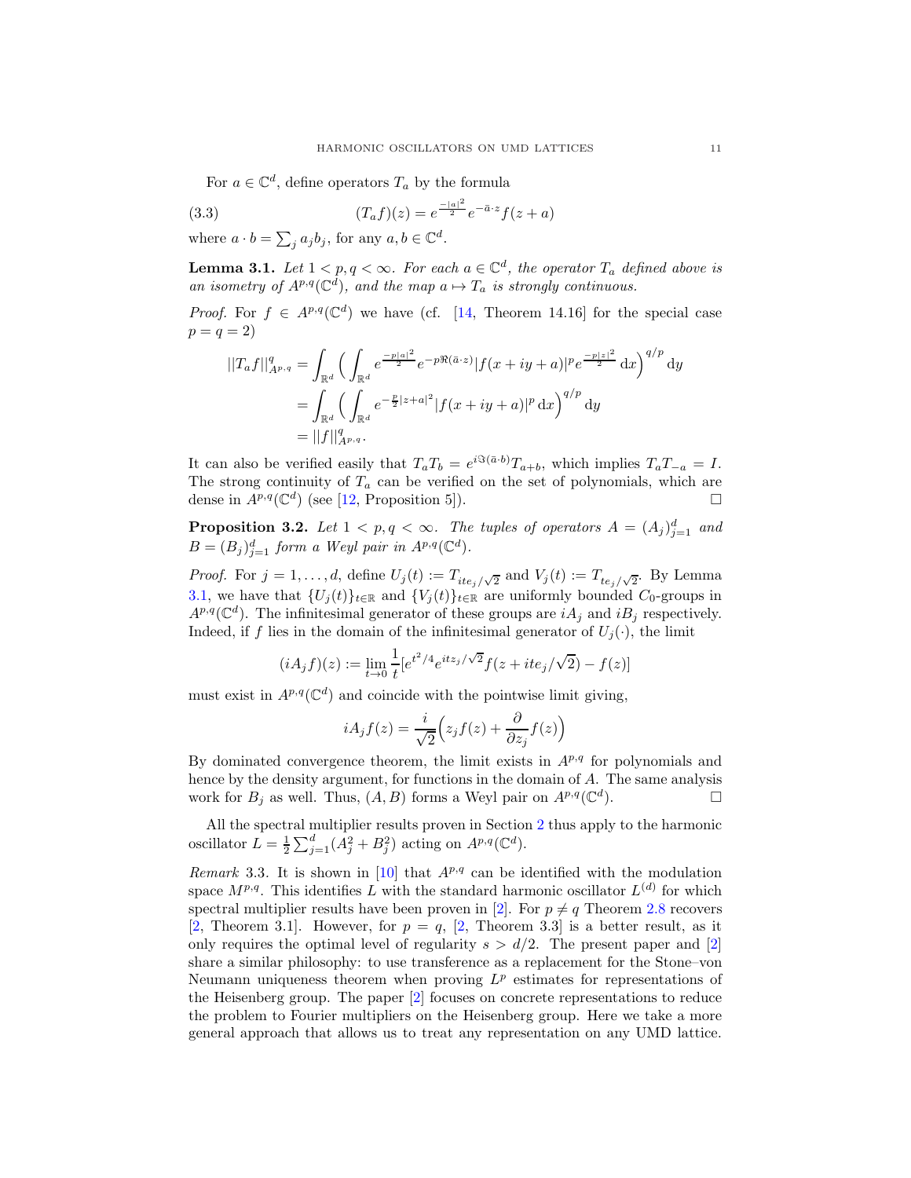For $a \in \mathbb{C}^d$, define operators $T_a$ by the formula

$$(T_a f)(z) = e^{\frac{-|a|^2}{2}} e^{-\bar{a}\cdot z} f(z+a) \tag{3.3}$$

where $a \cdot b = \sum_j a_j b_j$, for any $a, b \in \mathbb{C}^d$.

**Lemma 3.1.** *Let $1 < p, q < \infty$. For each $a \in \mathbb{C}^d$, the operator $T_a$ defined above is an isometry of $A^{p,q}(\mathbb{C}^d)$, and the map $a \mapsto T_a$ is strongly continuous.*

*Proof.* For $f \in A^{p,q}(\mathbb{C}^d)$ we have (cf. [14, Theorem 14.16] for the special case $p = q = 2$)

$$\begin{aligned}
||T_a f||^q_{A^{p,q}} &= \int_{\mathbb{R}^d} \Big( \int_{\mathbb{R}^d} e^{\frac{-p|a|^2}{2}} e^{-p\Re(\bar{a}\cdot z)} |f(x+iy+a)|^p e^{\frac{-p|z|^2}{2}} \,\mathrm{d}x \Big)^{q/p} \mathrm{d}y \\
&= \int_{\mathbb{R}^d} \Big( \int_{\mathbb{R}^d} e^{-\frac{p}{2}|z+a|^2} |f(x+iy+a)|^p \,\mathrm{d}x \Big)^{q/p} \mathrm{d}y \\
&= ||f||^q_{A^{p,q}}.
\end{aligned}$$

It can also be verified easily that $T_a T_b = e^{i\Im(\bar{a}\cdot b)} T_{a+b}$, which implies $T_a T_{-a} = I$. The strong continuity of $T_a$ can be verified on the set of polynomials, which are dense in $A^{p,q}(\mathbb{C}^d)$ (see [12, Proposition 5]). $\square$

**Proposition 3.2.** *Let $1 < p, q < \infty$. The tuples of operators $A = (A_j)_{j=1}^d$ and $B = (B_j)_{j=1}^d$ form a Weyl pair in $A^{p,q}(\mathbb{C}^d)$.*

*Proof.* For $j = 1, \ldots, d$, define $U_j(t) := T_{ite_j/\sqrt{2}}$ and $V_j(t) := T_{te_j/\sqrt{2}}$. By Lemma 3.1, we have that $\{U_j(t)\}_{t\in\mathbb{R}}$ and $\{V_j(t)\}_{t\in\mathbb{R}}$ are uniformly bounded $C_0$-groups in $A^{p,q}(\mathbb{C}^d)$. The infinitesimal generator of these groups are $iA_j$ and $iB_j$ respectively. Indeed, if $f$ lies in the domain of the infinitesimal generator of $U_j(\cdot)$, the limit

$$(iA_j f)(z) := \lim_{t\to 0} \frac{1}{t}[e^{t^2/4} e^{itz_j/\sqrt{2}} f(z + ite_j/\sqrt{2}) - f(z)]$$

must exist in $A^{p,q}(\mathbb{C}^d)$ and coincide with the pointwise limit giving,

$$iA_j f(z) = \frac{i}{\sqrt{2}}\Big(z_j f(z) + \frac{\partial}{\partial z_j} f(z)\Big)$$

By dominated convergence theorem, the limit exists in $A^{p,q}$ for polynomials and hence by the density argument, for functions in the domain of $A$. The same analysis work for $B_j$ as well. Thus, $(A, B)$ forms a Weyl pair on $A^{p,q}(\mathbb{C}^d)$. $\square$

All the spectral multiplier results proven in Section 2 thus apply to the harmonic oscillator $L = \frac{1}{2}\sum_{j=1}^d (A_j^2 + B_j^2)$ acting on $A^{p,q}(\mathbb{C}^d)$.

*Remark* 3.3. It is shown in [10] that $A^{p,q}$ can be identified with the modulation space $M^{p,q}$. This identifies $L$ with the standard harmonic oscillator $L^{(d)}$ for which spectral multiplier results have been proven in [2]. For $p \neq q$ Theorem 2.8 recovers [2, Theorem 3.1]. However, for $p = q$, [2, Theorem 3.3] is a better result, as it only requires the optimal level of regularity $s > d/2$. The present paper and [2] share a similar philosophy: to use transference as a replacement for the Stone–von Neumann uniqueness theorem when proving $L^p$ estimates for representations of the Heisenberg group. The paper [2] focuses on concrete representations to reduce the problem to Fourier multipliers on the Heisenberg group. Here we take a more general approach that allows us to treat any representation on any UMD lattice.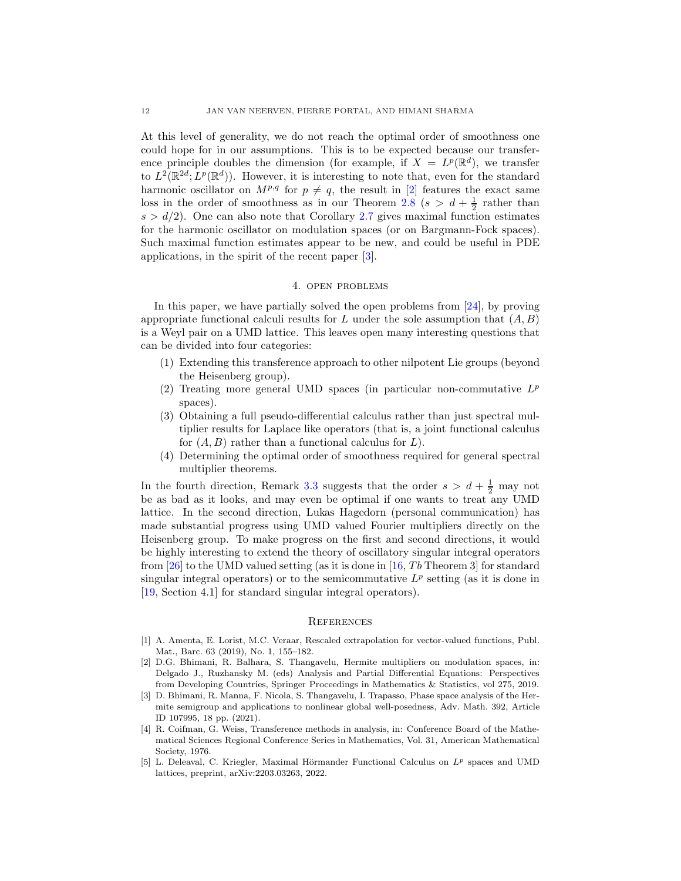At this level of generality, we do not reach the optimal order of smoothness one could hope for in our assumptions. This is to be expected because our transference principle doubles the dimension (for example, if $X = L^p(\mathbb{R}^d)$, we transfer to $L^2(\mathbb{R}^{2d}; L^p(\mathbb{R}^d))$. However, it is interesting to note that, even for the standard harmonic oscillator on $M^{p,q}$ for $p \neq q$, the result in [2] features the exact same loss in the order of smoothness as in our Theorem 2.8 ($s > d + \frac{1}{2}$ rather than $s > d/2$). One can also note that Corollary 2.7 gives maximal function estimates for the harmonic oscillator on modulation spaces (or on Bargmann-Fock spaces). Such maximal function estimates appear to be new, and could be useful in PDE applications, in the spirit of the recent paper [3].

## 4. Open problems

In this paper, we have partially solved the open problems from [24], by proving appropriate functional calculi results for $L$ under the sole assumption that $(A, B)$ is a Weyl pair on a UMD lattice. This leaves open many interesting questions that can be divided into four categories:

1. Extending this transference approach to other nilpotent Lie groups (beyond the Heisenberg group).
2. Treating more general UMD spaces (in particular non-commutative $L^p$ spaces).
3. Obtaining a full pseudo-differential calculus rather than just spectral multiplier results for Laplace like operators (that is, a joint functional calculus for $(A, B)$ rather than a functional calculus for $L$).
4. Determining the optimal order of smoothness required for general spectral multiplier theorems.

In the fourth direction, Remark 3.3 suggests that the order $s > d + \frac{1}{2}$ may not be as bad as it looks, and may even be optimal if one wants to treat any UMD lattice. In the second direction, Lukas Hagedorn (personal communication) has made substantial progress using UMD valued Fourier multipliers directly on the Heisenberg group. To make progress on the first and second directions, it would be highly interesting to extend the theory of oscillatory singular integral operators from [26] to the UMD valued setting (as it is done in [16, *Tb* Theorem 3] for standard singular integral operators) or to the semicommutative $L^p$ setting (as it is done in [19, Section 4.1] for standard singular integral operators).

## References

[1] A. Amenta, E. Lorist, M.C. Veraar, Rescaled extrapolation for vector-valued functions, Publ. Mat., Barc. 63 (2019), No. 1, 155–182.

[2] D.G. Bhimani, R. Balhara, S. Thangavelu, Hermite multipliers on modulation spaces, in: Delgado J., Ruzhansky M. (eds) Analysis and Partial Differential Equations: Perspectives from Developing Countries, Springer Proceedings in Mathematics & Statistics, vol 275, 2019.

[3] D. Bhimani, R. Manna, F. Nicola, S. Thangavelu, I. Trapasso, Phase space analysis of the Hermite semigroup and applications to nonlinear global well-posedness, Adv. Math. 392, Article ID 107995, 18 pp. (2021).

[4] R. Coifman, G. Weiss, Transference methods in analysis, in: Conference Board of the Mathematical Sciences Regional Conference Series in Mathematics, Vol. 31, American Mathematical Society, 1976.

[5] L. Deleaval, C. Kriegler, Maximal Hörmander Functional Calculus on $L^p$ spaces and UMD lattices, preprint, arXiv:2203.03263, 2022.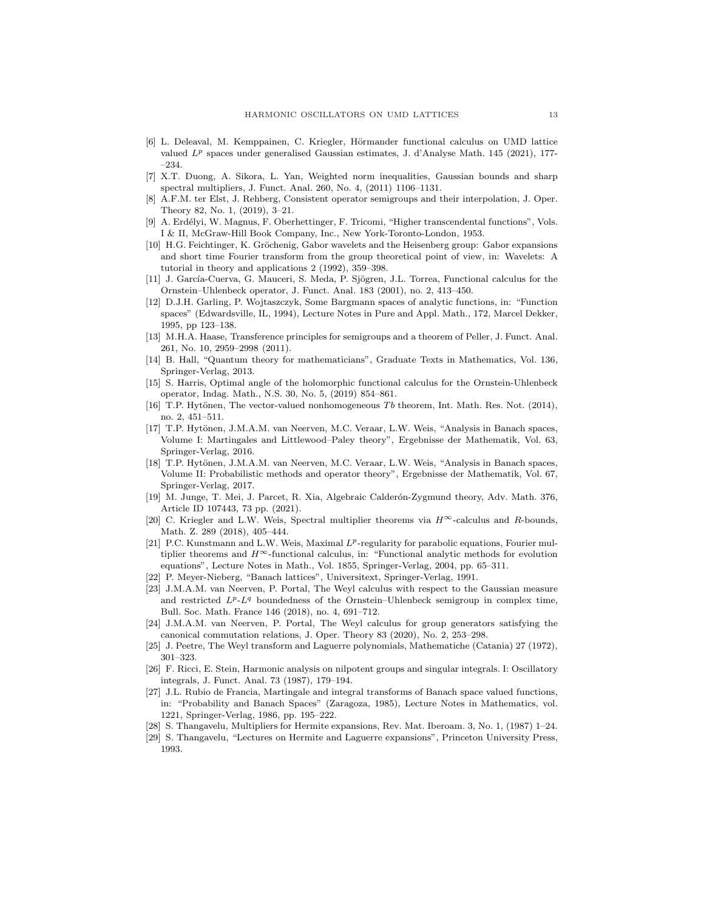[6] L. Deleaval, M. Kemppainen, C. Kriegler, Hörmander functional calculus on UMD lattice valued $L^p$ spaces under generalised Gaussian estimates, J. d'Analyse Math. 145 (2021), 177––234.

[7] X.T. Duong, A. Sikora, L. Yan, Weighted norm inequalities, Gaussian bounds and sharp spectral multipliers, J. Funct. Anal. 260, No. 4, (2011) 1106–1131.

[8] A.F.M. ter Elst, J. Rehberg, Consistent operator semigroups and their interpolation, J. Oper. Theory 82, No. 1, (2019), 3–21.

[9] A. Erdélyi, W. Magnus, F. Oberhettinger, F. Tricomi, "Higher transcendental functions", Vols. I & II, McGraw-Hill Book Company, Inc., New York-Toronto-London, 1953.

[10] H.G. Feichtinger, K. Gröchenig, Gabor wavelets and the Heisenberg group: Gabor expansions and short time Fourier transform from the group theoretical point of view, in: Wavelets: A tutorial in theory and applications 2 (1992), 359–398.

[11] J. García-Cuerva, G. Mauceri, S. Meda, P. Sjögren, J.L. Torrea, Functional calculus for the Ornstein–Uhlenbeck operator, J. Funct. Anal. 183 (2001), no. 2, 413–450.

[12] D.J.H. Garling, P. Wojtaszczyk, Some Bargmann spaces of analytic functions, in: "Function spaces" (Edwardsville, IL, 1994), Lecture Notes in Pure and Appl. Math., 172, Marcel Dekker, 1995, pp 123–138.

[13] M.H.A. Haase, Transference principles for semigroups and a theorem of Peller, J. Funct. Anal. 261, No. 10, 2959–2998 (2011).

[14] B. Hall, "Quantum theory for mathematicians", Graduate Texts in Mathematics, Vol. 136, Springer-Verlag, 2013.

[15] S. Harris, Optimal angle of the holomorphic functional calculus for the Ornstein-Uhlenbeck operator, Indag. Math., N.S. 30, No. 5, (2019) 854–861.

[16] T.P. Hytönen, The vector-valued nonhomogeneous $Tb$ theorem, Int. Math. Res. Not. (2014), no. 2, 451–511.

[17] T.P. Hytönen, J.M.A.M. van Neerven, M.C. Veraar, L.W. Weis, "Analysis in Banach spaces, Volume I: Martingales and Littlewood–Paley theory", Ergebnisse der Mathematik, Vol. 63, Springer-Verlag, 2016.

[18] T.P. Hytönen, J.M.A.M. van Neerven, M.C. Veraar, L.W. Weis, "Analysis in Banach spaces, Volume II: Probabilistic methods and operator theory", Ergebnisse der Mathematik, Vol. 67, Springer-Verlag, 2017.

[19] M. Junge, T. Mei, J. Parcet, R. Xia, Algebraic Calderón-Zygmund theory, Adv. Math. 376, Article ID 107443, 73 pp. (2021).

[20] C. Kriegler and L.W. Weis, Spectral multiplier theorems via $H^\infty$-calculus and $R$-bounds, Math. Z. 289 (2018), 405–444.

[21] P.C. Kunstmann and L.W. Weis, Maximal $L^p$-regularity for parabolic equations, Fourier multiplier theorems and $H^\infty$-functional calculus, in: "Functional analytic methods for evolution equations", Lecture Notes in Math., Vol. 1855, Springer-Verlag, 2004, pp. 65–311.

[22] P. Meyer-Nieberg, "Banach lattices", Universitext, Springer-Verlag, 1991.

[23] J.M.A.M. van Neerven, P. Portal, The Weyl calculus with respect to the Gaussian measure and restricted $L^p$-$L^q$ boundedness of the Ornstein–Uhlenbeck semigroup in complex time, Bull. Soc. Math. France 146 (2018), no. 4, 691–712.

[24] J.M.A.M. van Neerven, P. Portal, The Weyl calculus for group generators satisfying the canonical commutation relations, J. Oper. Theory 83 (2020), No. 2, 253–298.

[25] J. Peetre, The Weyl transform and Laguerre polynomials, Mathematiche (Catania) 27 (1972), 301–323.

[26] F. Ricci, E. Stein, Harmonic analysis on nilpotent groups and singular integrals. I: Oscillatory integrals, J. Funct. Anal. 73 (1987), 179–194.

[27] J.L. Rubio de Francia, Martingale and integral transforms of Banach space valued functions, in: "Probability and Banach Spaces" (Zaragoza, 1985), Lecture Notes in Mathematics, vol. 1221, Springer-Verlag, 1986, pp. 195–222.

[28] S. Thangavelu, Multipliers for Hermite expansions, Rev. Mat. Iberoam. 3, No. 1, (1987) 1–24.

[29] S. Thangavelu, "Lectures on Hermite and Laguerre expansions", Princeton University Press, 1993.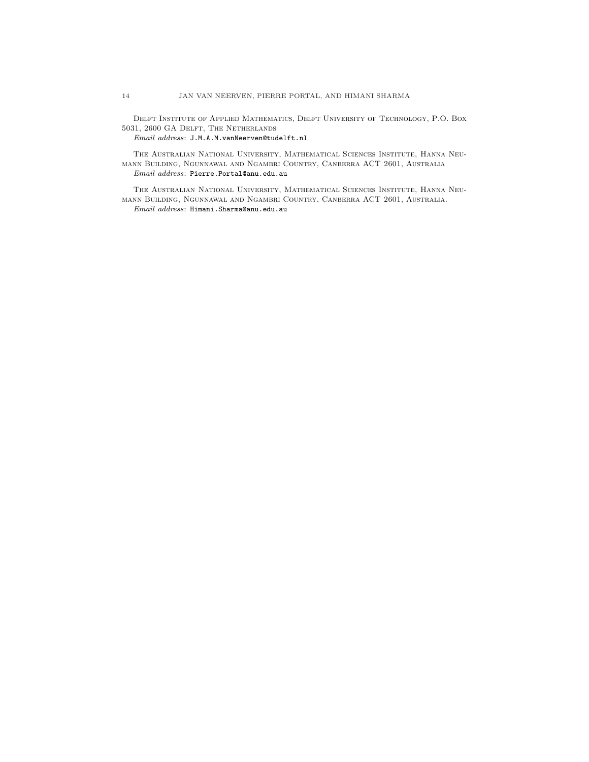Delft Institute of Applied Mathematics, Delft University of Technology, P.O. Box 5031, 2600 GA Delft, The Netherlands

*Email address*: J.M.A.M.vanNeerven@tudelft.nl

The Australian National University, Mathematical Sciences Institute, Hanna Neumann Building, Ngunnawal and Ngambri Country, Canberra ACT 2601, Australia

*Email address*: Pierre.Portal@anu.edu.au

The Australian National University, Mathematical Sciences Institute, Hanna Neumann Building, Ngunnawal and Ngambri Country, Canberra ACT 2601, Australia.

*Email address*: Himani.Sharma@anu.edu.au